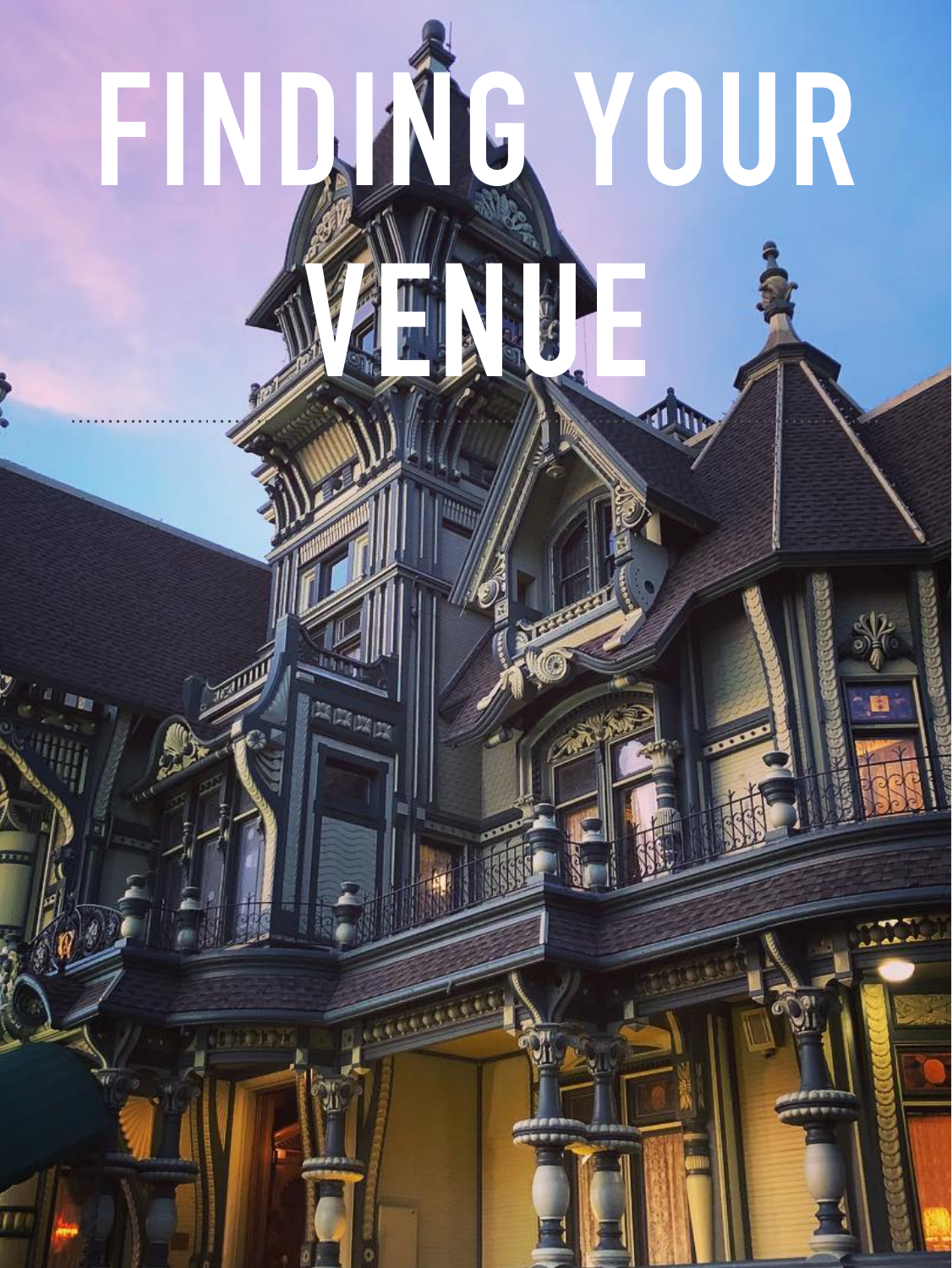# FINDING YOUR VENUE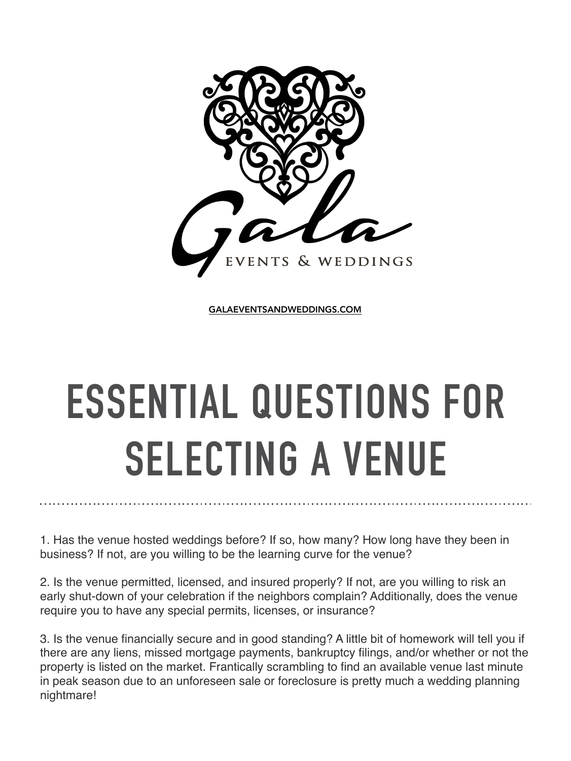Gala

EVENTS & WEDDINGS

GALAEVENTSANDWEDDINGS.COM

# ESSENTIAL QUESTIONS FOR SELECTING A VENUE

1. Has the venue hosted weddings before? If so, how many? How long have they been in business? If not, are you willing to be the learning curve for the venue?

2. Is the venue permitted, licensed, and insured properly? If not, are you willing to risk an early shut-down of your celebration if the neighbors complain? Additionally, does the venue require you to have any special permits, licenses, or insurance?

3. Is the venue financially secure and in good standing? A little bit of homework will tell you if there are any liens, missed mortgage payments, bankruptcy filings, and/or whether or not the property is listed on the market. Frantically scrambling to find an available venue last minute in peak season due to an unforeseen sale or foreclosure is pretty much a wedding planning nightmare!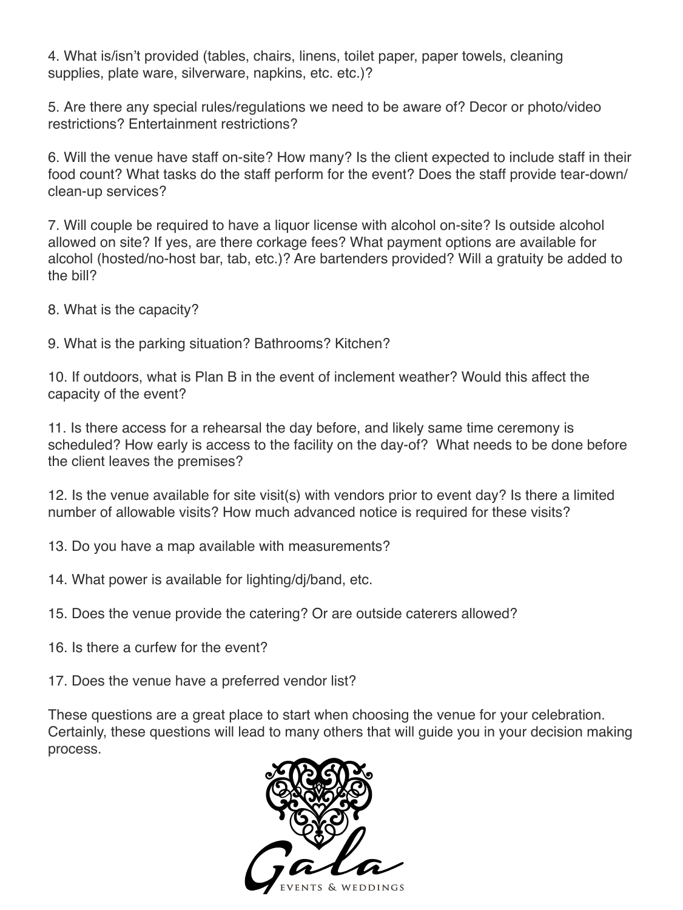4. What is/isn't provided (tables, chairs, linens, toilet paper, paper towels, cleaning supplies, plate ware, silverware, napkins, etc. etc.)?

5. Are there any special rules/regulations we need to be aware of? Decor or photo/video restrictions? Entertainment restrictions?

6. Will the venue have staff on-site? How many? Is the client expected to include staff in their food count? What tasks do the staff perform for the event? Does the staff provide tear-down/clean-up services?

7. Will couple be required to have a liquor license with alcohol on-site? Is outside alcohol allowed on site? If yes, are there corkage fees? What payment options are available for alcohol (hosted/no-host bar, tab, etc.)? Are bartenders provided? Will a gratuity be added to the bill?

8. What is the capacity?

9. What is the parking situation? Bathrooms? Kitchen?

10. If outdoors, what is Plan B in the event of inclement weather? Would this affect the capacity of the event?

11. Is there access for a rehearsal the day before, and likely same time ceremony is scheduled? How early is access to the facility on the day-of? What needs to be done before the client leaves the premises?

12. Is the venue available for site visit(s) with vendors prior to event day? Is there a limited number of allowable visits? How much advanced notice is required for these visits?

13. Do you have a map available with measurements?

14. What power is available for lighting/dj/band, etc.

15. Does the venue provide the catering? Or are outside caterers allowed?

16. Is there a curfew for the event?

17. Does the venue have a preferred vendor list?

These questions are a great place to start when choosing the venue for your celebration. Certainly, these questions will lead to many others that will guide you in your decision making process.

Gala
EVENTS & WEDDINGS